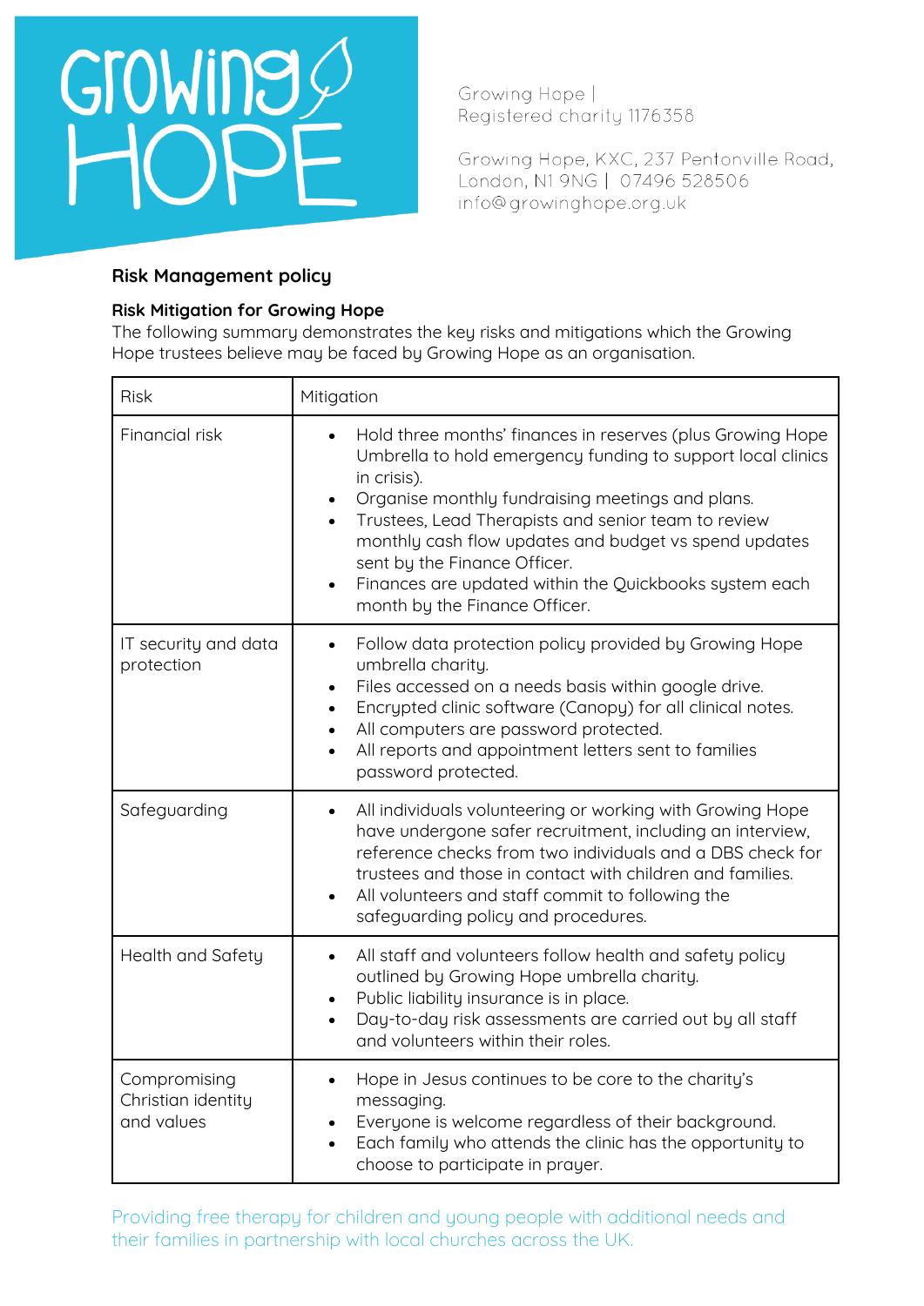Growing Hope | Registered charity 1176358

Growing Hope, KXC, 237 Pentonville Road, London, N1 9NG | 07496 528506
info@growinghope.org.uk

## Risk Management policy

### Risk Mitigation for Growing Hope

The following summary demonstrates the key risks and mitigations which the Growing Hope trustees believe may be faced by Growing Hope as an organisation.

| Risk | Mitigation |
|---|---|
| Financial risk | • Hold three months' finances in reserves (plus Growing Hope Umbrella to hold emergency funding to support local clinics in crisis).<br>• Organise monthly fundraising meetings and plans.<br>• Trustees, Lead Therapists and senior team to review monthly cash flow updates and budget vs spend updates sent by the Finance Officer.<br>• Finances are updated within the Quickbooks system each month by the Finance Officer. |
| IT security and data protection | • Follow data protection policy provided by Growing Hope umbrella charity.<br>• Files accessed on a needs basis within google drive.<br>• Encrypted clinic software (Canopy) for all clinical notes.<br>• All computers are password protected.<br>• All reports and appointment letters sent to families password protected. |
| Safeguarding | • All individuals volunteering or working with Growing Hope have undergone safer recruitment, including an interview, reference checks from two individuals and a DBS check for trustees and those in contact with children and families.<br>• All volunteers and staff commit to following the safeguarding policy and procedures. |
| Health and Safety | • All staff and volunteers follow health and safety policy outlined by Growing Hope umbrella charity.<br>• Public liability insurance is in place.<br>• Day-to-day risk assessments are carried out by all staff and volunteers within their roles. |
| Compromising Christian identity and values | • Hope in Jesus continues to be core to the charity's messaging.<br>• Everyone is welcome regardless of their background.<br>• Each family who attends the clinic has the opportunity to choose to participate in prayer. |

Providing free therapy for children and young people with additional needs and their families in partnership with local churches across the UK.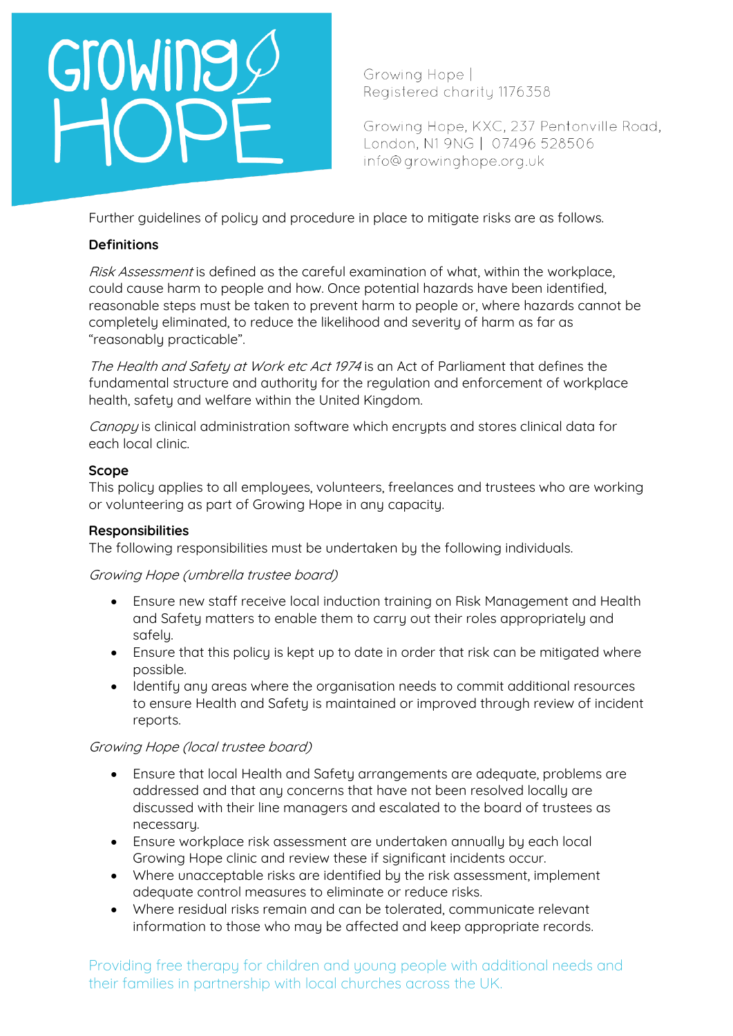Further guidelines of policy and procedure in place to mitigate risks are as follows.

**Definitions**

*Risk Assessment* is defined as the careful examination of what, within the workplace, could cause harm to people and how. Once potential hazards have been identified, reasonable steps must be taken to prevent harm to people or, where hazards cannot be completely eliminated, to reduce the likelihood and severity of harm as far as "reasonably practicable".

*The Health and Safety at Work etc Act 1974* is an Act of Parliament that defines the fundamental structure and authority for the regulation and enforcement of workplace health, safety and welfare within the United Kingdom.

*Canopy* is clinical administration software which encrypts and stores clinical data for each local clinic.

**Scope**

This policy applies to all employees, volunteers, freelances and trustees who are working or volunteering as part of Growing Hope in any capacity.

**Responsibilities**

The following responsibilities must be undertaken by the following individuals.

*Growing Hope (umbrella trustee board)*

- Ensure new staff receive local induction training on Risk Management and Health and Safety matters to enable them to carry out their roles appropriately and safely.
- Ensure that this policy is kept up to date in order that risk can be mitigated where possible.
- Identify any areas where the organisation needs to commit additional resources to ensure Health and Safety is maintained or improved through review of incident reports.

*Growing Hope (local trustee board)*

- Ensure that local Health and Safety arrangements are adequate, problems are addressed and that any concerns that have not been resolved locally are discussed with their line managers and escalated to the board of trustees as necessary.
- Ensure workplace risk assessment are undertaken annually by each local Growing Hope clinic and review these if significant incidents occur.
- Where unacceptable risks are identified by the risk assessment, implement adequate control measures to eliminate or reduce risks.
- Where residual risks remain and can be tolerated, communicate relevant information to those who may be affected and keep appropriate records.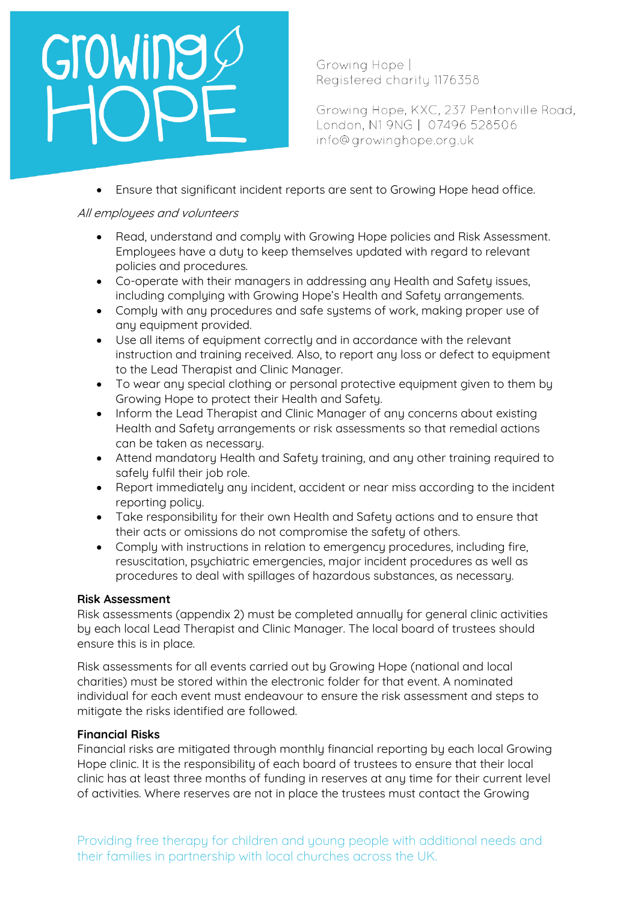- Ensure that significant incident reports are sent to Growing Hope head office.

*All employees and volunteers*

- Read, understand and comply with Growing Hope policies and Risk Assessment. Employees have a duty to keep themselves updated with regard to relevant policies and procedures.
- Co-operate with their managers in addressing any Health and Safety issues, including complying with Growing Hope's Health and Safety arrangements.
- Comply with any procedures and safe systems of work, making proper use of any equipment provided.
- Use all items of equipment correctly and in accordance with the relevant instruction and training received. Also, to report any loss or defect to equipment to the Lead Therapist and Clinic Manager.
- To wear any special clothing or personal protective equipment given to them by Growing Hope to protect their Health and Safety.
- Inform the Lead Therapist and Clinic Manager of any concerns about existing Health and Safety arrangements or risk assessments so that remedial actions can be taken as necessary.
- Attend mandatory Health and Safety training, and any other training required to safely fulfil their job role.
- Report immediately any incident, accident or near miss according to the incident reporting policy.
- Take responsibility for their own Health and Safety actions and to ensure that their acts or omissions do not compromise the safety of others.
- Comply with instructions in relation to emergency procedures, including fire, resuscitation, psychiatric emergencies, major incident procedures as well as procedures to deal with spillages of hazardous substances, as necessary.

**Risk Assessment**

Risk assessments (appendix 2) must be completed annually for general clinic activities by each local Lead Therapist and Clinic Manager. The local board of trustees should ensure this is in place.

Risk assessments for all events carried out by Growing Hope (national and local charities) must be stored within the electronic folder for that event. A nominated individual for each event must endeavour to ensure the risk assessment and steps to mitigate the risks identified are followed.

**Financial Risks**

Financial risks are mitigated through monthly financial reporting by each local Growing Hope clinic. It is the responsibility of each board of trustees to ensure that their local clinic has at least three months of funding in reserves at any time for their current level of activities. Where reserves are not in place the trustees must contact the Growing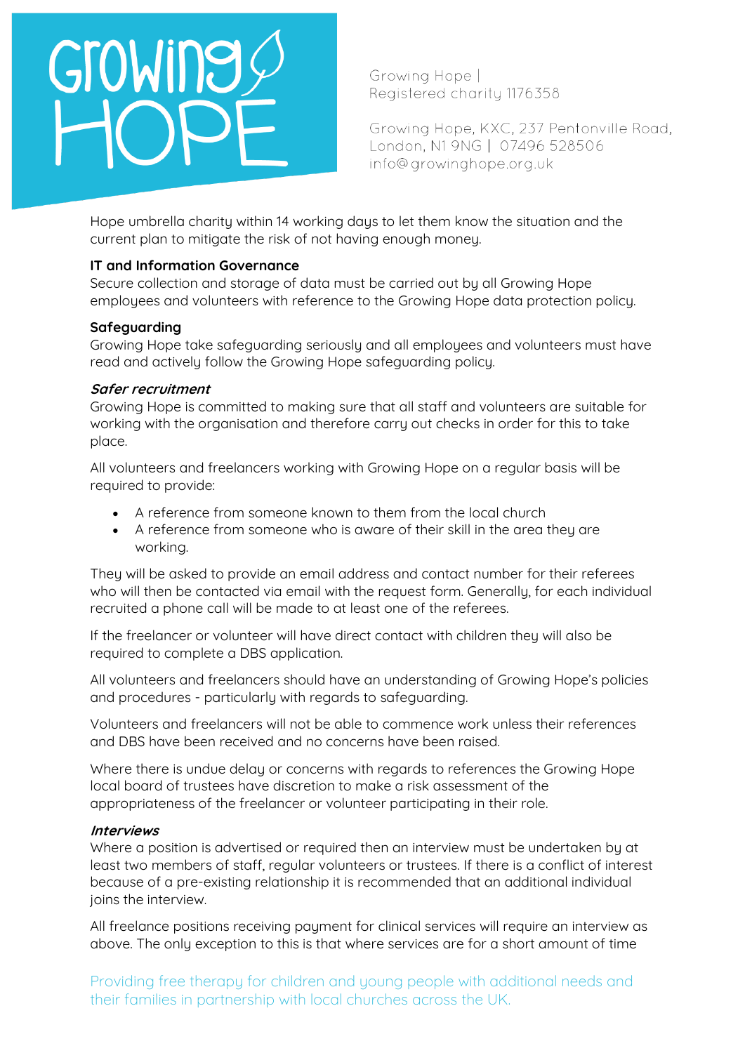Hope umbrella charity within 14 working days to let them know the situation and the current plan to mitigate the risk of not having enough money.

**IT and Information Governance**
Secure collection and storage of data must be carried out by all Growing Hope employees and volunteers with reference to the Growing Hope data protection policy.

**Safeguarding**
Growing Hope take safeguarding seriously and all employees and volunteers must have read and actively follow the Growing Hope safeguarding policy.

***Safer recruitment***
Growing Hope is committed to making sure that all staff and volunteers are suitable for working with the organisation and therefore carry out checks in order for this to take place.

All volunteers and freelancers working with Growing Hope on a regular basis will be required to provide:

- A reference from someone known to them from the local church
- A reference from someone who is aware of their skill in the area they are working.

They will be asked to provide an email address and contact number for their referees who will then be contacted via email with the request form. Generally, for each individual recruited a phone call will be made to at least one of the referees.

If the freelancer or volunteer will have direct contact with children they will also be required to complete a DBS application.

All volunteers and freelancers should have an understanding of Growing Hope's policies and procedures - particularly with regards to safeguarding.

Volunteers and freelancers will not be able to commence work unless their references and DBS have been received and no concerns have been raised.

Where there is undue delay or concerns with regards to references the Growing Hope local board of trustees have discretion to make a risk assessment of the appropriateness of the freelancer or volunteer participating in their role.

***Interviews***
Where a position is advertised or required then an interview must be undertaken by at least two members of staff, regular volunteers or trustees. If there is a conflict of interest because of a pre-existing relationship it is recommended that an additional individual joins the interview.

All freelance positions receiving payment for clinical services will require an interview as above. The only exception to this is that where services are for a short amount of time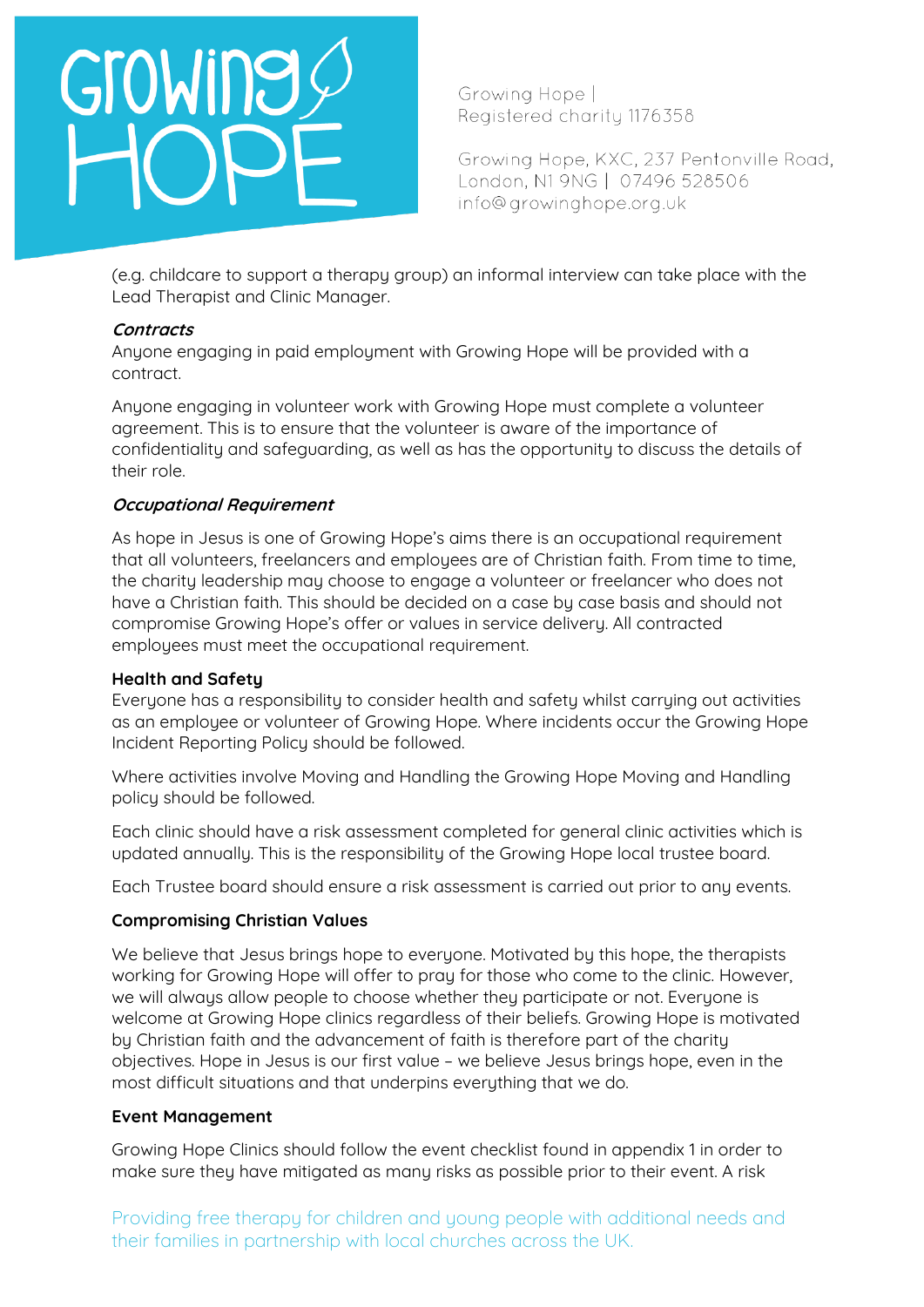(e.g. childcare to support a therapy group) an informal interview can take place with the Lead Therapist and Clinic Manager.

***Contracts***

Anyone engaging in paid employment with Growing Hope will be provided with a contract.

Anyone engaging in volunteer work with Growing Hope must complete a volunteer agreement. This is to ensure that the volunteer is aware of the importance of confidentiality and safeguarding, as well as has the opportunity to discuss the details of their role.

***Occupational Requirement***

As hope in Jesus is one of Growing Hope's aims there is an occupational requirement that all volunteers, freelancers and employees are of Christian faith. From time to time, the charity leadership may choose to engage a volunteer or freelancer who does not have a Christian faith. This should be decided on a case by case basis and should not compromise Growing Hope's offer or values in service delivery. All contracted employees must meet the occupational requirement.

**Health and Safety**

Everyone has a responsibility to consider health and safety whilst carrying out activities as an employee or volunteer of Growing Hope. Where incidents occur the Growing Hope Incident Reporting Policy should be followed.

Where activities involve Moving and Handling the Growing Hope Moving and Handling policy should be followed.

Each clinic should have a risk assessment completed for general clinic activities which is updated annually. This is the responsibility of the Growing Hope local trustee board.

Each Trustee board should ensure a risk assessment is carried out prior to any events.

**Compromising Christian Values**

We believe that Jesus brings hope to everyone. Motivated by this hope, the therapists working for Growing Hope will offer to pray for those who come to the clinic. However, we will always allow people to choose whether they participate or not. Everyone is welcome at Growing Hope clinics regardless of their beliefs. Growing Hope is motivated by Christian faith and the advancement of faith is therefore part of the charity objectives. Hope in Jesus is our first value – we believe Jesus brings hope, even in the most difficult situations and that underpins everything that we do.

**Event Management**

Growing Hope Clinics should follow the event checklist found in appendix 1 in order to make sure they have mitigated as many risks as possible prior to their event. A risk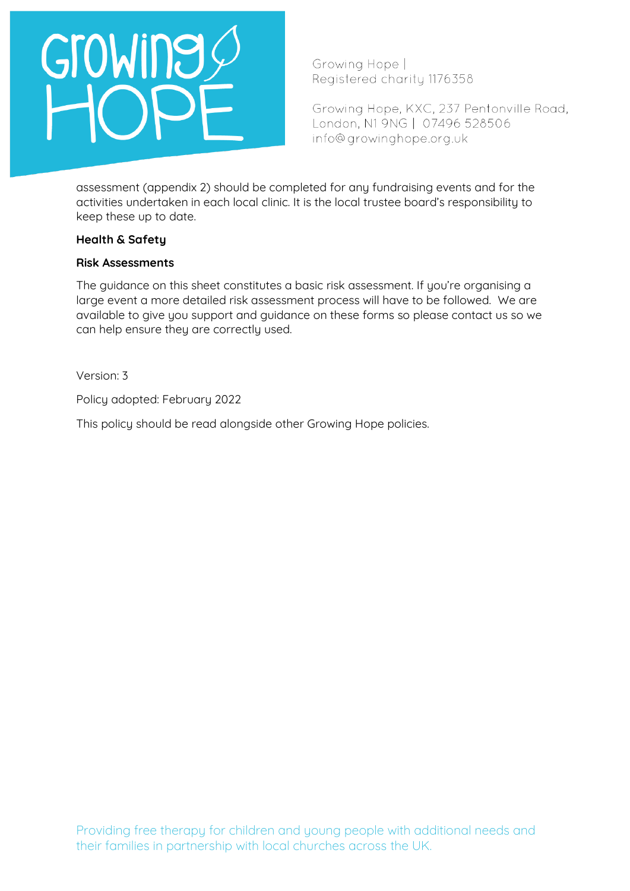assessment (appendix 2) should be completed for any fundraising events and for the activities undertaken in each local clinic. It is the local trustee board's responsibility to keep these up to date.

**Health & Safety**

**Risk Assessments**

The guidance on this sheet constitutes a basic risk assessment. If you're organising a large event a more detailed risk assessment process will have to be followed. We are available to give you support and guidance on these forms so please contact us so we can help ensure they are correctly used.

Version: 3

Policy adopted: February 2022

This policy should be read alongside other Growing Hope policies.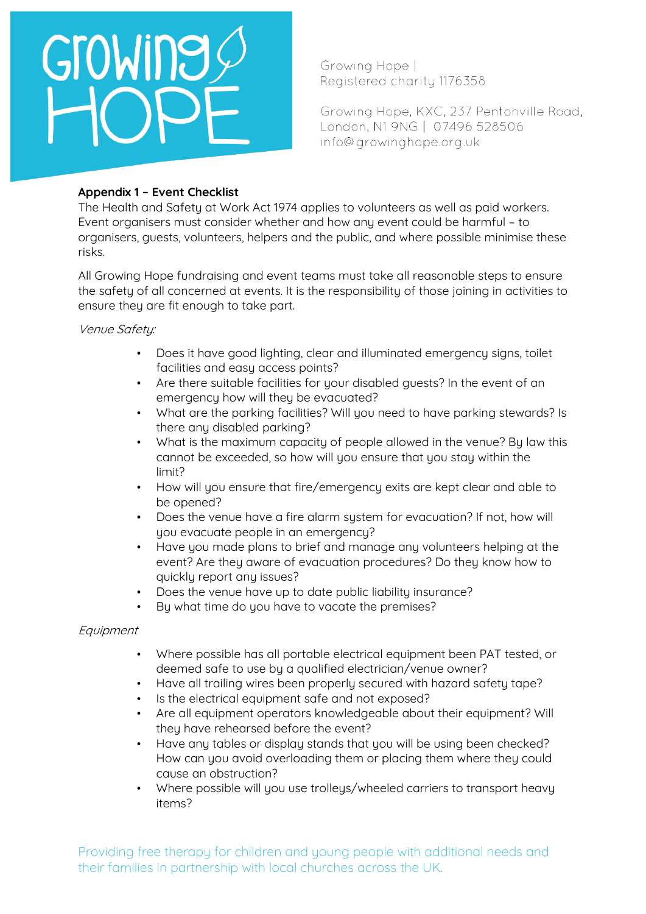Growing Hope |
Registered charity 1176358

Growing Hope, KXC, 237 Pentonville Road, London, N1 9NG | 07496 528506
info@growinghope.org.uk

**Appendix 1 – Event Checklist**

The Health and Safety at Work Act 1974 applies to volunteers as well as paid workers. Event organisers must consider whether and how any event could be harmful – to organisers, guests, volunteers, helpers and the public, and where possible minimise these risks.

All Growing Hope fundraising and event teams must take all reasonable steps to ensure the safety of all concerned at events. It is the responsibility of those joining in activities to ensure they are fit enough to take part.

*Venue Safety:*

- Does it have good lighting, clear and illuminated emergency signs, toilet facilities and easy access points?
- Are there suitable facilities for your disabled guests? In the event of an emergency how will they be evacuated?
- What are the parking facilities? Will you need to have parking stewards? Is there any disabled parking?
- What is the maximum capacity of people allowed in the venue? By law this cannot be exceeded, so how will you ensure that you stay within the limit?
- How will you ensure that fire/emergency exits are kept clear and able to be opened?
- Does the venue have a fire alarm system for evacuation? If not, how will you evacuate people in an emergency?
- Have you made plans to brief and manage any volunteers helping at the event? Are they aware of evacuation procedures? Do they know how to quickly report any issues?
- Does the venue have up to date public liability insurance?
- By what time do you have to vacate the premises?

*Equipment*

- Where possible has all portable electrical equipment been PAT tested, or deemed safe to use by a qualified electrician/venue owner?
- Have all trailing wires been properly secured with hazard safety tape?
- Is the electrical equipment safe and not exposed?
- Are all equipment operators knowledgeable about their equipment? Will they have rehearsed before the event?
- Have any tables or display stands that you will be using been checked? How can you avoid overloading them or placing them where they could cause an obstruction?
- Where possible will you use trolleys/wheeled carriers to transport heavy items?

Providing free therapy for children and young people with additional needs and their families in partnership with local churches across the UK.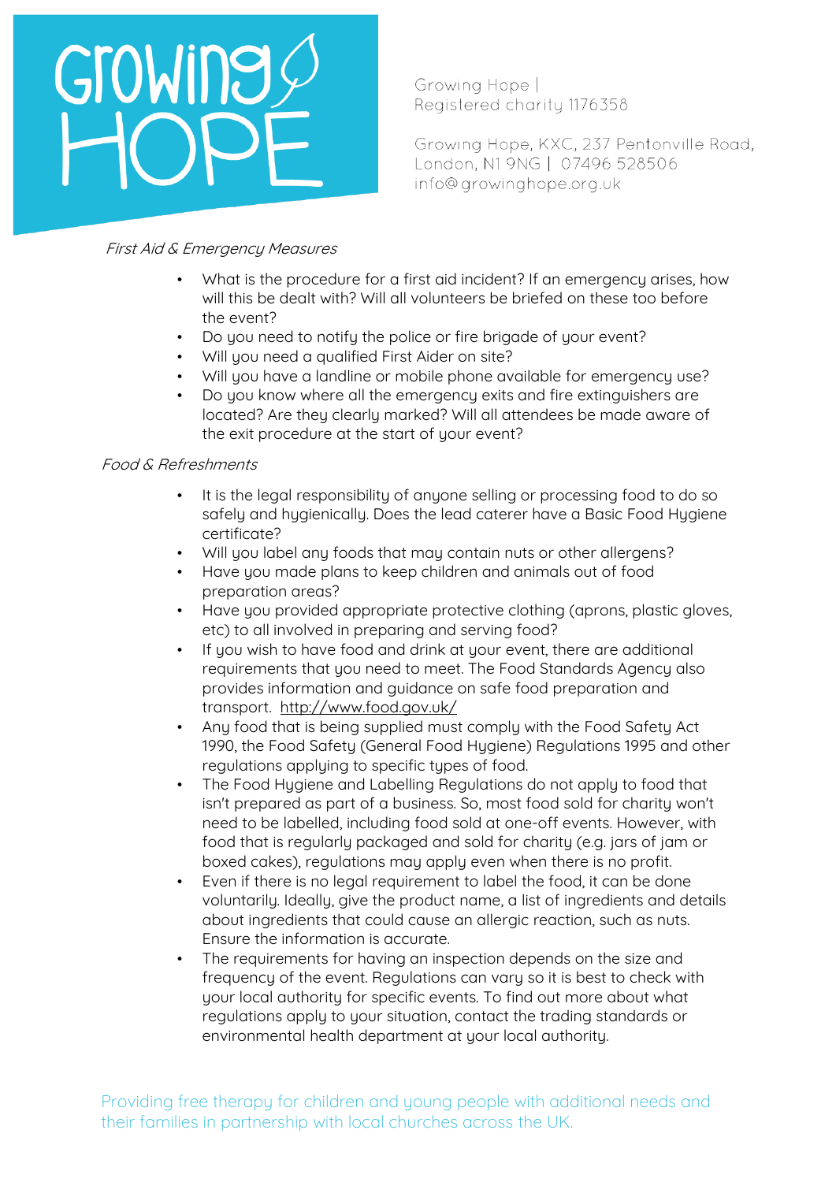*First Aid & Emergency Measures*

- What is the procedure for a first aid incident? If an emergency arises, how will this be dealt with? Will all volunteers be briefed on these too before the event?
- Do you need to notify the police or fire brigade of your event?
- Will you need a qualified First Aider on site?
- Will you have a landline or mobile phone available for emergency use?
- Do you know where all the emergency exits and fire extinguishers are located? Are they clearly marked? Will all attendees be made aware of the exit procedure at the start of your event?

*Food & Refreshments*

- It is the legal responsibility of anyone selling or processing food to do so safely and hygienically. Does the lead caterer have a Basic Food Hygiene certificate?
- Will you label any foods that may contain nuts or other allergens?
- Have you made plans to keep children and animals out of food preparation areas?
- Have you provided appropriate protective clothing (aprons, plastic gloves, etc) to all involved in preparing and serving food?
- If you wish to have food and drink at your event, there are additional requirements that you need to meet. The Food Standards Agency also provides information and guidance on safe food preparation and transport. http://www.food.gov.uk/
- Any food that is being supplied must comply with the Food Safety Act 1990, the Food Safety (General Food Hygiene) Regulations 1995 and other regulations applying to specific types of food.
- The Food Hygiene and Labelling Regulations do not apply to food that isn't prepared as part of a business. So, most food sold for charity won't need to be labelled, including food sold at one-off events. However, with food that is regularly packaged and sold for charity (e.g. jars of jam or boxed cakes), regulations may apply even when there is no profit.
- Even if there is no legal requirement to label the food, it can be done voluntarily. Ideally, give the product name, a list of ingredients and details about ingredients that could cause an allergic reaction, such as nuts. Ensure the information is accurate.
- The requirements for having an inspection depends on the size and frequency of the event. Regulations can vary so it is best to check with your local authority for specific events. To find out more about what regulations apply to your situation, contact the trading standards or environmental health department at your local authority.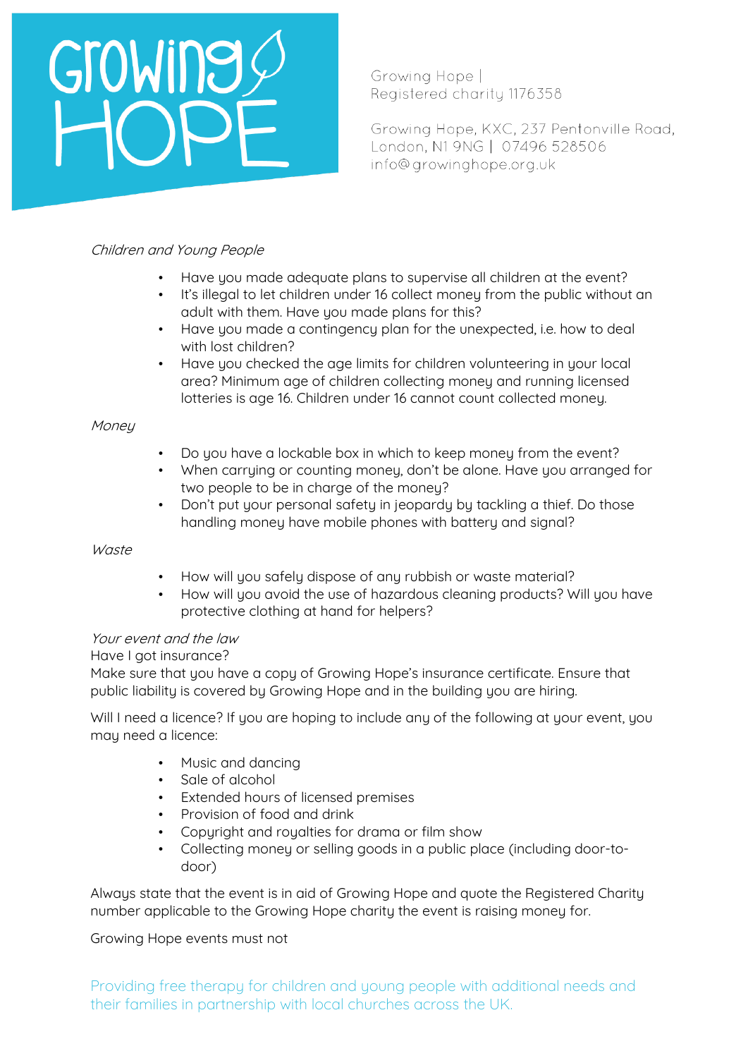*Children and Young People*

- Have you made adequate plans to supervise all children at the event?
- It's illegal to let children under 16 collect money from the public without an adult with them. Have you made plans for this?
- Have you made a contingency plan for the unexpected, i.e. how to deal with lost children?
- Have you checked the age limits for children volunteering in your local area? Minimum age of children collecting money and running licensed lotteries is age 16. Children under 16 cannot count collected money.

*Money*

- Do you have a lockable box in which to keep money from the event?
- When carrying or counting money, don't be alone. Have you arranged for two people to be in charge of the money?
- Don't put your personal safety in jeopardy by tackling a thief. Do those handling money have mobile phones with battery and signal?

*Waste*

- How will you safely dispose of any rubbish or waste material?
- How will you avoid the use of hazardous cleaning products? Will you have protective clothing at hand for helpers?

*Your event and the law*

Have I got insurance?
Make sure that you have a copy of Growing Hope's insurance certificate. Ensure that public liability is covered by Growing Hope and in the building you are hiring.

Will I need a licence? If you are hoping to include any of the following at your event, you may need a licence:

- Music and dancing
- Sale of alcohol
- Extended hours of licensed premises
- Provision of food and drink
- Copyright and royalties for drama or film show
- Collecting money or selling goods in a public place (including door-to-door)

Always state that the event is in aid of Growing Hope and quote the Registered Charity number applicable to the Growing Hope charity the event is raising money for.

Growing Hope events must not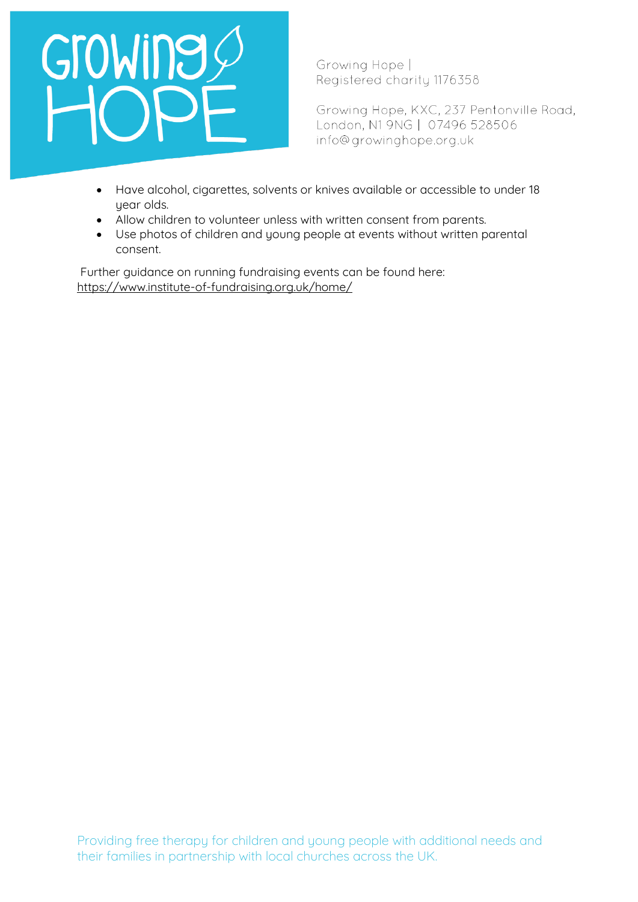- Have alcohol, cigarettes, solvents or knives available or accessible to under 18 year olds.
- Allow children to volunteer unless with written consent from parents.
- Use photos of children and young people at events without written parental consent.

Further guidance on running fundraising events can be found here: https://www.institute-of-fundraising.org.uk/home/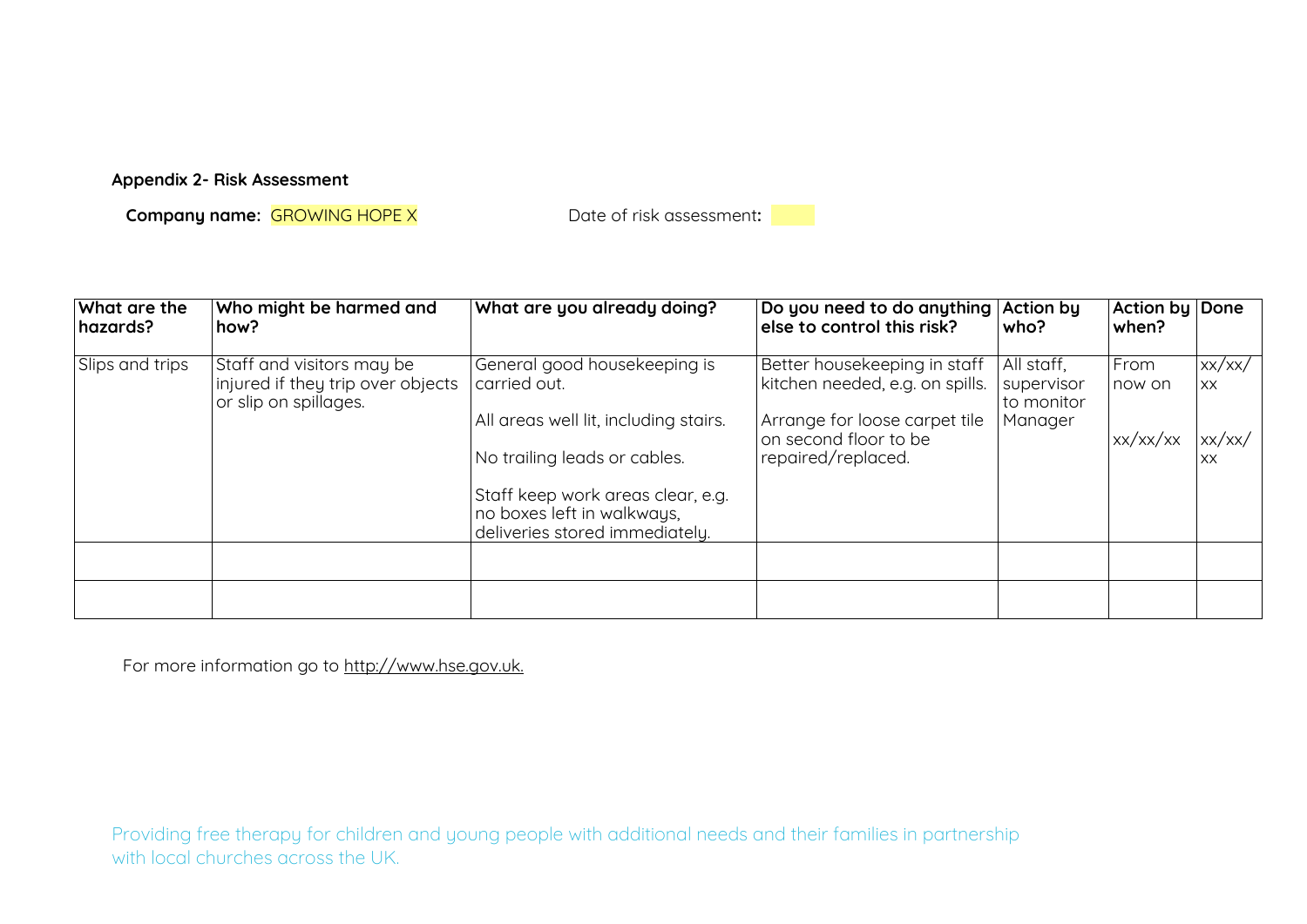**Appendix 2- Risk Assessment**

**Company name:** GROWING HOPE X Date of risk assessment**:**

| What are the hazards? | Who might be harmed and how? | What are you already doing? | Do you need to do anything else to control this risk? | Action by who? | Action by when? | Done |
|---|---|---|---|---|---|---|
| Slips and trips | Staff and visitors may be injured if they trip over objects or slip on spillages. | General good housekeeping is carried out.<br><br>All areas well lit, including stairs.<br><br>No trailing leads or cables.<br><br>Staff keep work areas clear, e.g. no boxes left in walkways, deliveries stored immediately. | Better housekeeping in staff kitchen needed, e.g. on spills.<br><br>Arrange for loose carpet tile on second floor to be repaired/replaced. | All staff, supervisor to monitor<br>Manager | From now on<br><br>xx/xx/xx | xx/xx/xx<br><br>xx/xx/xx |
| | | | | | | |
| | | | | | | |

For more information go to http://www.hse.gov.uk.

Providing free therapy for children and young people with additional needs and their families in partnership with local churches across the UK.